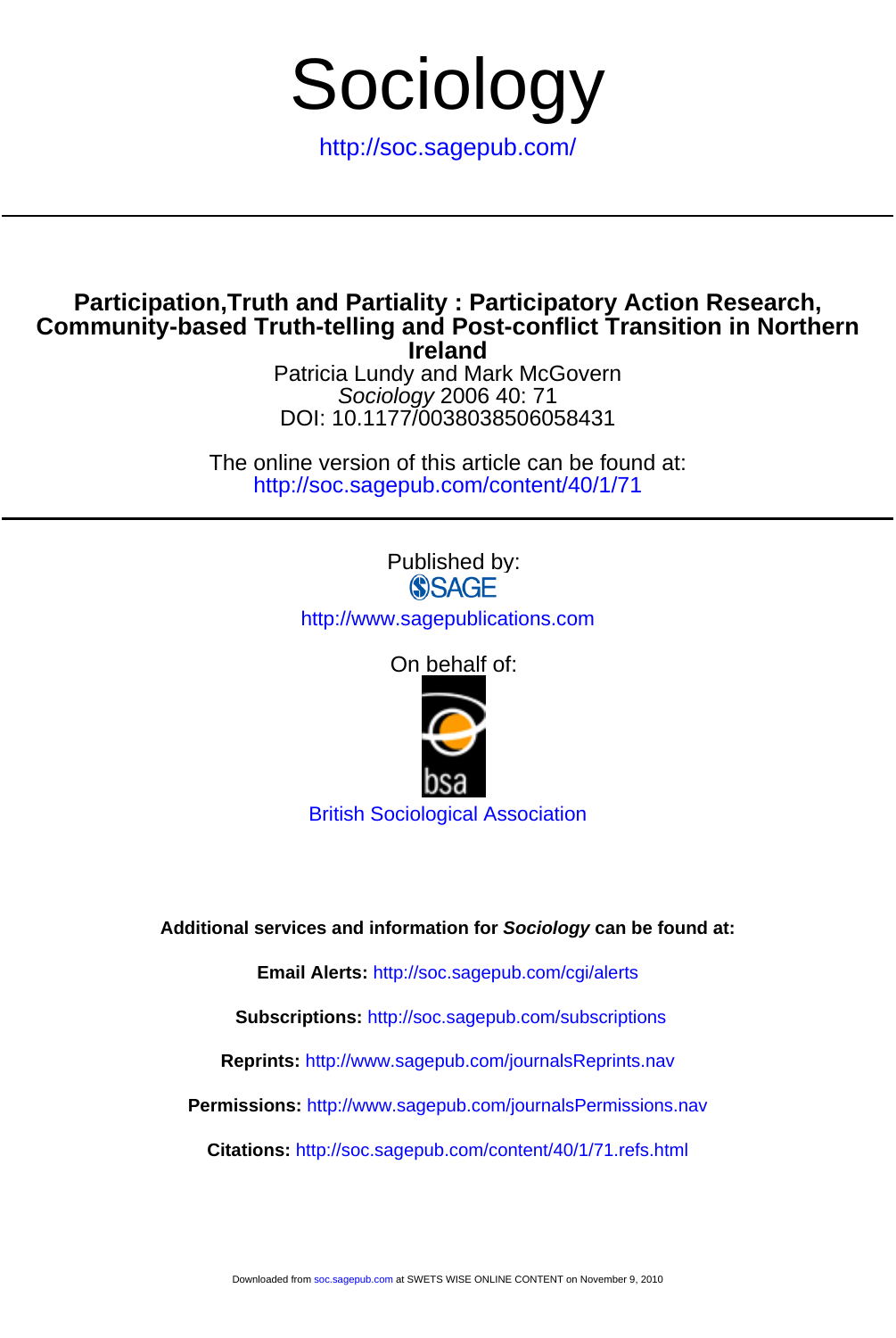# Sociology

http://soc.sagepub.com/

## Participation,Truth and Partiality : Participatory Action Research, Community-based Truth-telling and Post-conflict Transition in Northern Ireland

Patricia Lundy and Mark McGovern
*Sociology* 2006 40: 71
DOI: 10.1177/0038038506058431

The online version of this article can be found at:
http://soc.sagepub.com/content/40/1/71

Published by:
SAGE
http://www.sagepublications.com

On behalf of:
bsa
British Sociological Association

**Additional services and information for *Sociology* can be found at:**

**Email Alerts:** http://soc.sagepub.com/cgi/alerts

**Subscriptions:** http://soc.sagepub.com/subscriptions

**Reprints:** http://www.sagepub.com/journalsReprints.nav

**Permissions:** http://www.sagepub.com/journalsPermissions.nav

**Citations:** http://soc.sagepub.com/content/40/1/71.refs.html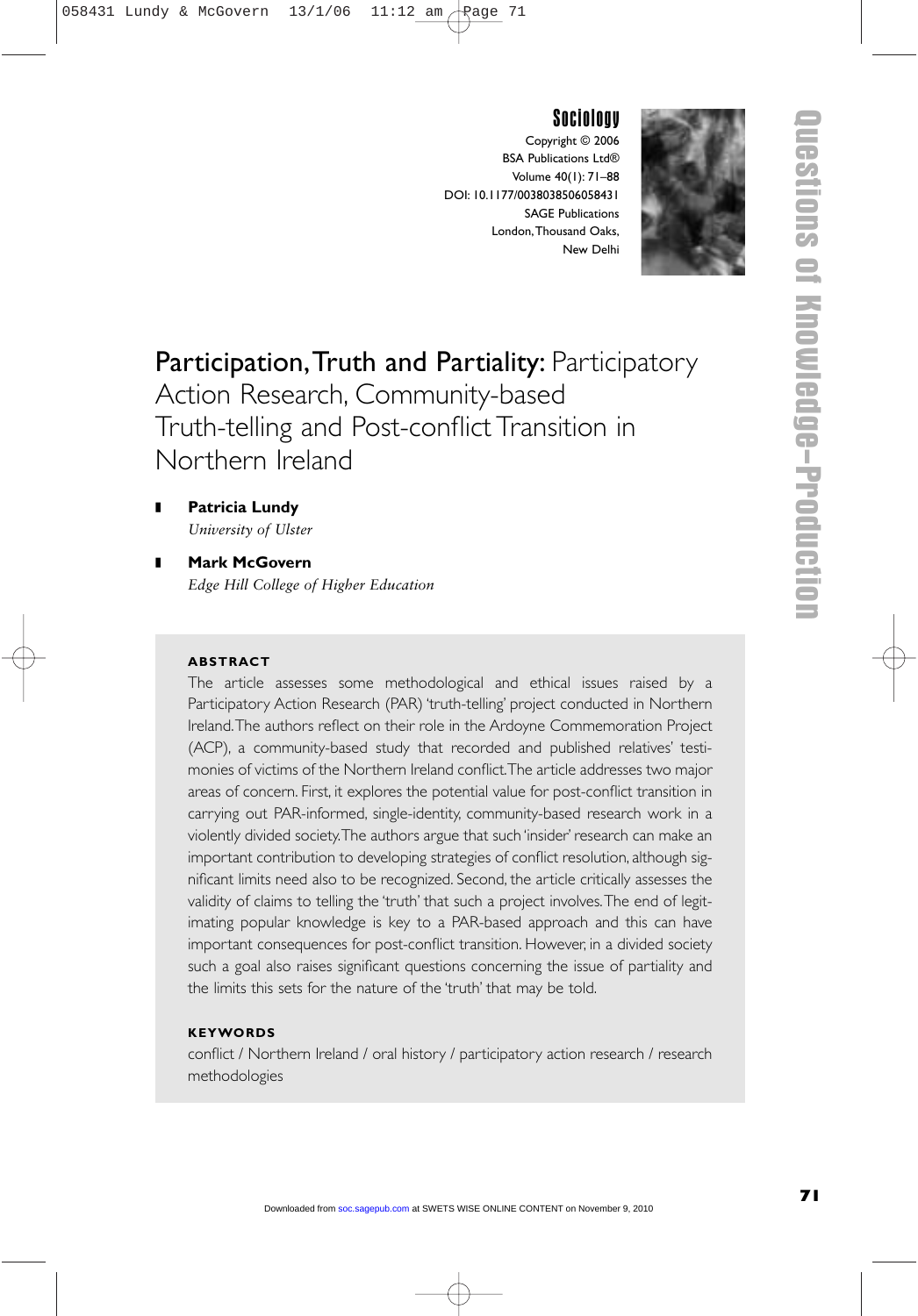# Participation, Truth and Partiality: Participatory Action Research, Community-based Truth-telling and Post-conflict Transition in Northern Ireland

**Patricia Lundy**
*University of Ulster*

**Mark McGovern**
*Edge Hill College of Higher Education*

## ABSTRACT

The article assesses some methodological and ethical issues raised by a Participatory Action Research (PAR) 'truth-telling' project conducted in Northern Ireland. The authors reflect on their role in the Ardoyne Commemoration Project (ACP), a community-based study that recorded and published relatives' testimonies of victims of the Northern Ireland conflict. The article addresses two major areas of concern. First, it explores the potential value for post-conflict transition in carrying out PAR-informed, single-identity, community-based research work in a violently divided society. The authors argue that such 'insider' research can make an important contribution to developing strategies of conflict resolution, although significant limits need also to be recognized. Second, the article critically assesses the validity of claims to telling the 'truth' that such a project involves. The end of legitimating popular knowledge is key to a PAR-based approach and this can have important consequences for post-conflict transition. However, in a divided society such a goal also raises significant questions concerning the issue of partiality and the limits this sets for the nature of the 'truth' that may be told.

## KEYWORDS

conflict / Northern Ireland / oral history / participatory action research / research methodologies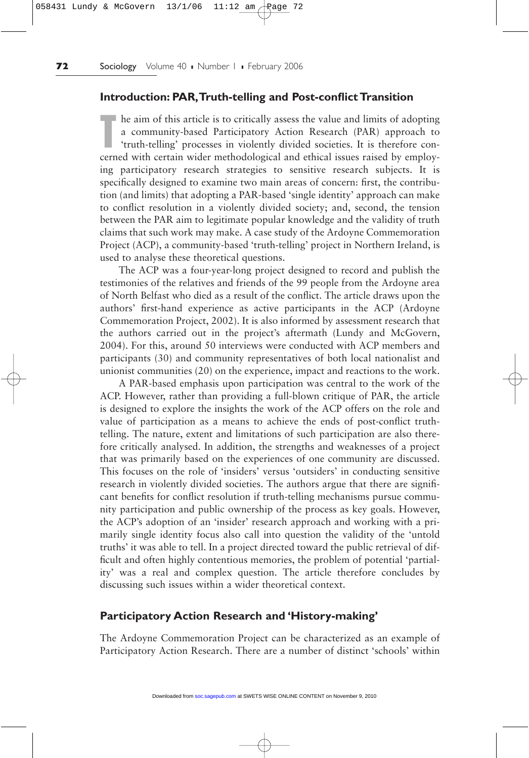## Introduction: PAR, Truth-telling and Post-conflict Transition

The aim of this article is to critically assess the value and limits of adopting a community-based Participatory Action Research (PAR) approach to 'truth-telling' processes in violently divided societies. It is therefore concerned with certain wider methodological and ethical issues raised by employing participatory research strategies to sensitive research subjects. It is specifically designed to examine two main areas of concern: first, the contribution (and limits) that adopting a PAR-based 'single identity' approach can make to conflict resolution in a violently divided society; and, second, the tension between the PAR aim to legitimate popular knowledge and the validity of truth claims that such work may make. A case study of the Ardoyne Commemoration Project (ACP), a community-based 'truth-telling' project in Northern Ireland, is used to analyse these theoretical questions.

The ACP was a four-year-long project designed to record and publish the testimonies of the relatives and friends of the 99 people from the Ardoyne area of North Belfast who died as a result of the conflict. The article draws upon the authors' first-hand experience as active participants in the ACP (Ardoyne Commemoration Project, 2002). It is also informed by assessment research that the authors carried out in the project's aftermath (Lundy and McGovern, 2004). For this, around 50 interviews were conducted with ACP members and participants (30) and community representatives of both local nationalist and unionist communities (20) on the experience, impact and reactions to the work.

A PAR-based emphasis upon participation was central to the work of the ACP. However, rather than providing a full-blown critique of PAR, the article is designed to explore the insights the work of the ACP offers on the role and value of participation as a means to achieve the ends of post-conflict truth-telling. The nature, extent and limitations of such participation are also therefore critically analysed. In addition, the strengths and weaknesses of a project that was primarily based on the experiences of one community are discussed. This focuses on the role of 'insiders' versus 'outsiders' in conducting sensitive research in violently divided societies. The authors argue that there are significant benefits for conflict resolution if truth-telling mechanisms pursue community participation and public ownership of the process as key goals. However, the ACP's adoption of an 'insider' research approach and working with a primarily single identity focus also call into question the validity of the 'untold truths' it was able to tell. In a project directed toward the public retrieval of difficult and often highly contentious memories, the problem of potential 'partiality' was a real and complex question. The article therefore concludes by discussing such issues within a wider theoretical context.

## Participatory Action Research and 'History-making'

The Ardoyne Commemoration Project can be characterized as an example of Participatory Action Research. There are a number of distinct 'schools' within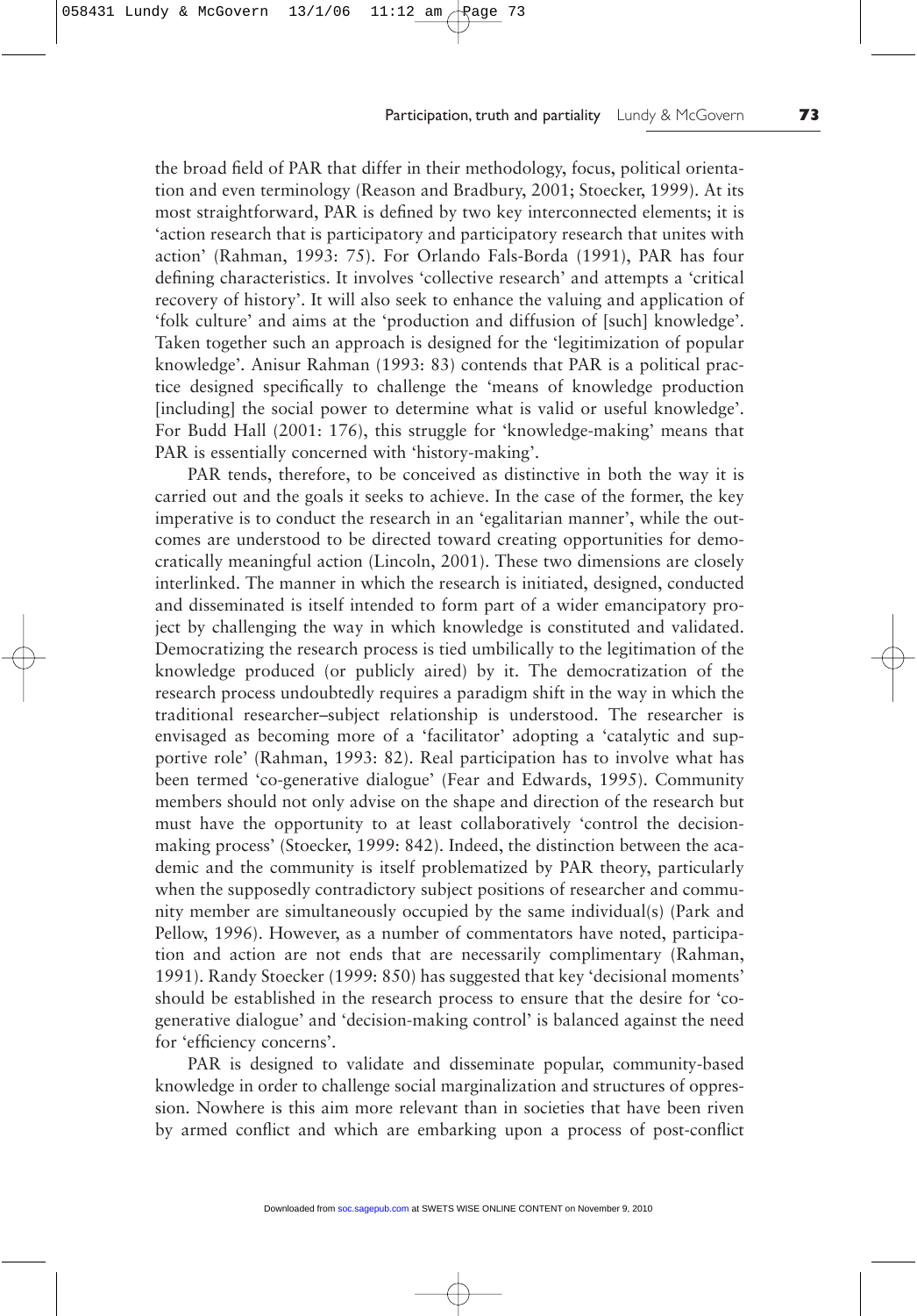the broad field of PAR that differ in their methodology, focus, political orientation and even terminology (Reason and Bradbury, 2001; Stoecker, 1999). At its most straightforward, PAR is defined by two key interconnected elements; it is 'action research that is participatory and participatory research that unites with action' (Rahman, 1993: 75). For Orlando Fals-Borda (1991), PAR has four defining characteristics. It involves 'collective research' and attempts a 'critical recovery of history'. It will also seek to enhance the valuing and application of 'folk culture' and aims at the 'production and diffusion of [such] knowledge'. Taken together such an approach is designed for the 'legitimization of popular knowledge'. Anisur Rahman (1993: 83) contends that PAR is a political practice designed specifically to challenge the 'means of knowledge production [including] the social power to determine what is valid or useful knowledge'. For Budd Hall (2001: 176), this struggle for 'knowledge-making' means that PAR is essentially concerned with 'history-making'.

PAR tends, therefore, to be conceived as distinctive in both the way it is carried out and the goals it seeks to achieve. In the case of the former, the key imperative is to conduct the research in an 'egalitarian manner', while the outcomes are understood to be directed toward creating opportunities for democratically meaningful action (Lincoln, 2001). These two dimensions are closely interlinked. The manner in which the research is initiated, designed, conducted and disseminated is itself intended to form part of a wider emancipatory project by challenging the way in which knowledge is constituted and validated. Democratizing the research process is tied umbilically to the legitimation of the knowledge produced (or publicly aired) by it. The democratization of the research process undoubtedly requires a paradigm shift in the way in which the traditional researcher–subject relationship is understood. The researcher is envisaged as becoming more of a 'facilitator' adopting a 'catalytic and supportive role' (Rahman, 1993: 82). Real participation has to involve what has been termed 'co-generative dialogue' (Fear and Edwards, 1995). Community members should not only advise on the shape and direction of the research but must have the opportunity to at least collaboratively 'control the decision-making process' (Stoecker, 1999: 842). Indeed, the distinction between the academic and the community is itself problematized by PAR theory, particularly when the supposedly contradictory subject positions of researcher and community member are simultaneously occupied by the same individual(s) (Park and Pellow, 1996). However, as a number of commentators have noted, participation and action are not ends that are necessarily complimentary (Rahman, 1991). Randy Stoecker (1999: 850) has suggested that key 'decisional moments' should be established in the research process to ensure that the desire for 'co-generative dialogue' and 'decision-making control' is balanced against the need for 'efficiency concerns'.

PAR is designed to validate and disseminate popular, community-based knowledge in order to challenge social marginalization and structures of oppression. Nowhere is this aim more relevant than in societies that have been riven by armed conflict and which are embarking upon a process of post-conflict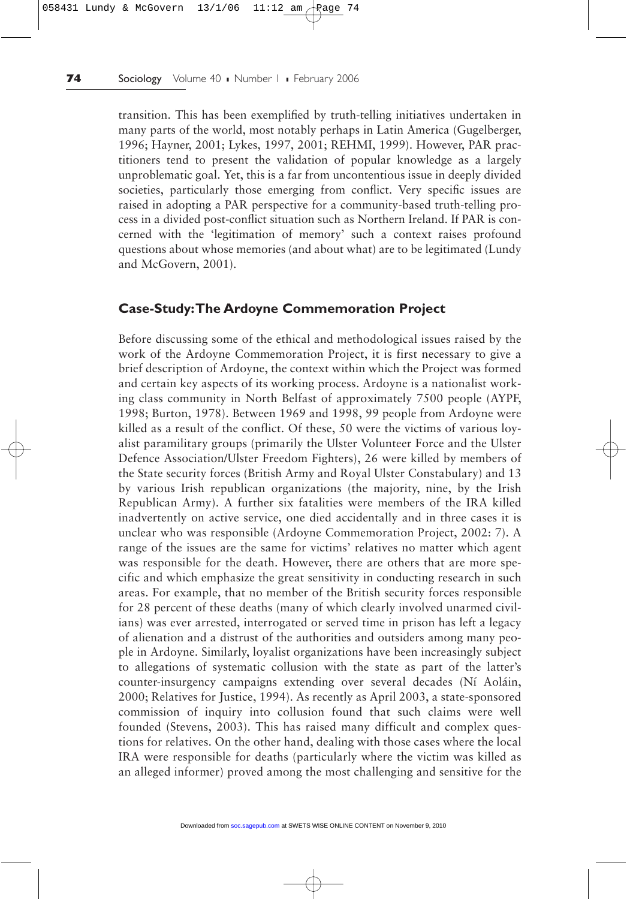transition. This has been exemplified by truth-telling initiatives undertaken in many parts of the world, most notably perhaps in Latin America (Gugelberger, 1996; Hayner, 2001; Lykes, 1997, 2001; REHMI, 1999). However, PAR practitioners tend to present the validation of popular knowledge as a largely unproblematic goal. Yet, this is a far from uncontentious issue in deeply divided societies, particularly those emerging from conflict. Very specific issues are raised in adopting a PAR perspective for a community-based truth-telling process in a divided post-conflict situation such as Northern Ireland. If PAR is concerned with the 'legitimation of memory' such a context raises profound questions about whose memories (and about what) are to be legitimated (Lundy and McGovern, 2001).

## Case-Study: The Ardoyne Commemoration Project

Before discussing some of the ethical and methodological issues raised by the work of the Ardoyne Commemoration Project, it is first necessary to give a brief description of Ardoyne, the context within which the Project was formed and certain key aspects of its working process. Ardoyne is a nationalist working class community in North Belfast of approximately 7500 people (AYPF, 1998; Burton, 1978). Between 1969 and 1998, 99 people from Ardoyne were killed as a result of the conflict. Of these, 50 were the victims of various loyalist paramilitary groups (primarily the Ulster Volunteer Force and the Ulster Defence Association/Ulster Freedom Fighters), 26 were killed by members of the State security forces (British Army and Royal Ulster Constabulary) and 13 by various Irish republican organizations (the majority, nine, by the Irish Republican Army). A further six fatalities were members of the IRA killed inadvertently on active service, one died accidentally and in three cases it is unclear who was responsible (Ardoyne Commemoration Project, 2002: 7). A range of the issues are the same for victims' relatives no matter which agent was responsible for the death. However, there are others that are more specific and which emphasize the great sensitivity in conducting research in such areas. For example, that no member of the British security forces responsible for 28 percent of these deaths (many of which clearly involved unarmed civilians) was ever arrested, interrogated or served time in prison has left a legacy of alienation and a distrust of the authorities and outsiders among many people in Ardoyne. Similarly, loyalist organizations have been increasingly subject to allegations of systematic collusion with the state as part of the latter's counter-insurgency campaigns extending over several decades (Ní Aoláin, 2000; Relatives for Justice, 1994). As recently as April 2003, a state-sponsored commission of inquiry into collusion found that such claims were well founded (Stevens, 2003). This has raised many difficult and complex questions for relatives. On the other hand, dealing with those cases where the local IRA were responsible for deaths (particularly where the victim was killed as an alleged informer) proved among the most challenging and sensitive for the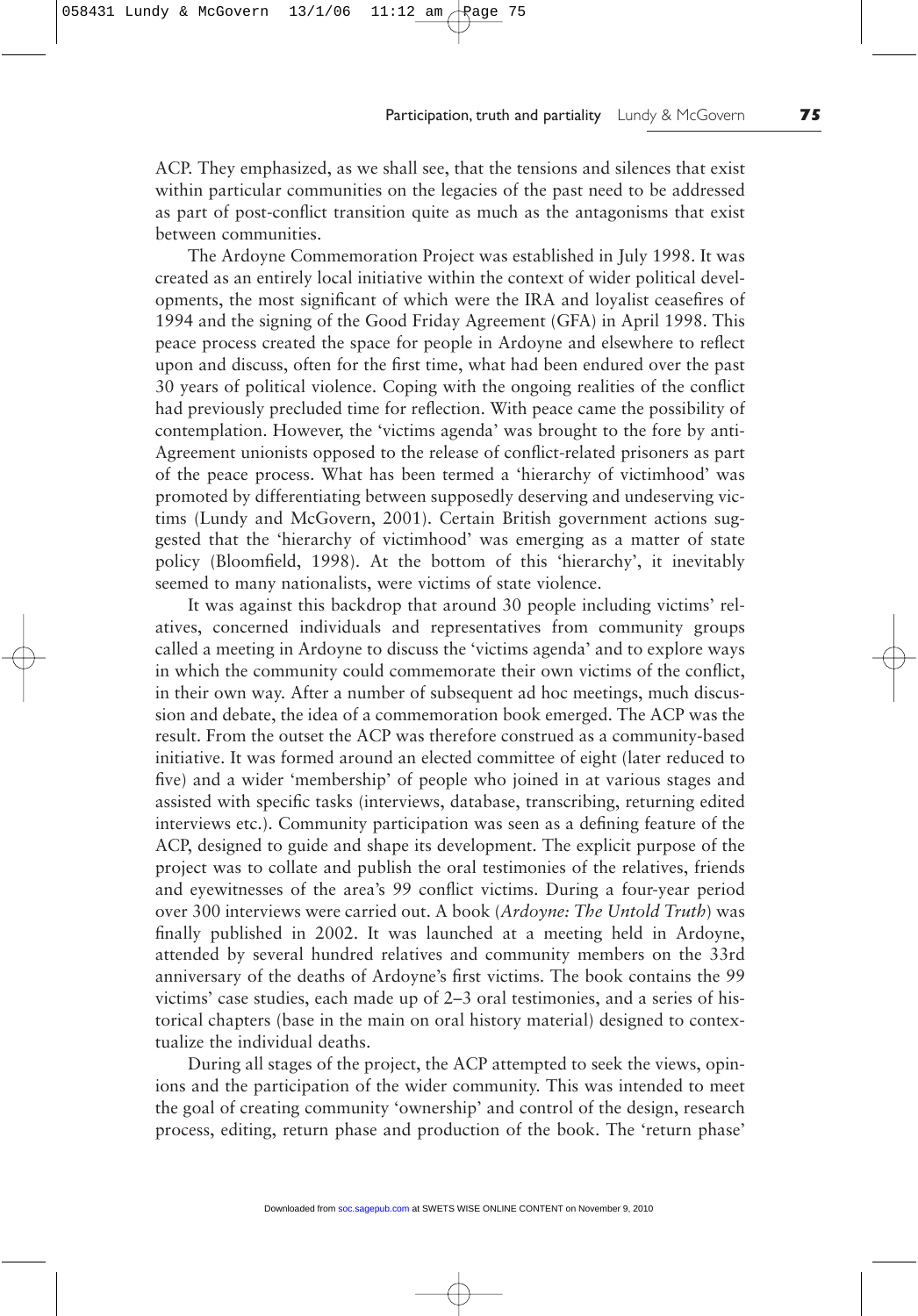ACP. They emphasized, as we shall see, that the tensions and silences that exist within particular communities on the legacies of the past need to be addressed as part of post-conflict transition quite as much as the antagonisms that exist between communities.

The Ardoyne Commemoration Project was established in July 1998. It was created as an entirely local initiative within the context of wider political developments, the most significant of which were the IRA and loyalist ceasefires of 1994 and the signing of the Good Friday Agreement (GFA) in April 1998. This peace process created the space for people in Ardoyne and elsewhere to reflect upon and discuss, often for the first time, what had been endured over the past 30 years of political violence. Coping with the ongoing realities of the conflict had previously precluded time for reflection. With peace came the possibility of contemplation. However, the 'victims agenda' was brought to the fore by anti-Agreement unionists opposed to the release of conflict-related prisoners as part of the peace process. What has been termed a 'hierarchy of victimhood' was promoted by differentiating between supposedly deserving and undeserving victims (Lundy and McGovern, 2001). Certain British government actions suggested that the 'hierarchy of victimhood' was emerging as a matter of state policy (Bloomfield, 1998). At the bottom of this 'hierarchy', it inevitably seemed to many nationalists, were victims of state violence.

It was against this backdrop that around 30 people including victims' relatives, concerned individuals and representatives from community groups called a meeting in Ardoyne to discuss the 'victims agenda' and to explore ways in which the community could commemorate their own victims of the conflict, in their own way. After a number of subsequent ad hoc meetings, much discussion and debate, the idea of a commemoration book emerged. The ACP was the result. From the outset the ACP was therefore construed as a community-based initiative. It was formed around an elected committee of eight (later reduced to five) and a wider 'membership' of people who joined in at various stages and assisted with specific tasks (interviews, database, transcribing, returning edited interviews etc.). Community participation was seen as a defining feature of the ACP, designed to guide and shape its development. The explicit purpose of the project was to collate and publish the oral testimonies of the relatives, friends and eyewitnesses of the area's 99 conflict victims. During a four-year period over 300 interviews were carried out. A book (*Ardoyne: The Untold Truth*) was finally published in 2002. It was launched at a meeting held in Ardoyne, attended by several hundred relatives and community members on the 33rd anniversary of the deaths of Ardoyne's first victims. The book contains the 99 victims' case studies, each made up of 2–3 oral testimonies, and a series of historical chapters (base in the main on oral history material) designed to contextualize the individual deaths.

During all stages of the project, the ACP attempted to seek the views, opinions and the participation of the wider community. This was intended to meet the goal of creating community 'ownership' and control of the design, research process, editing, return phase and production of the book. The 'return phase'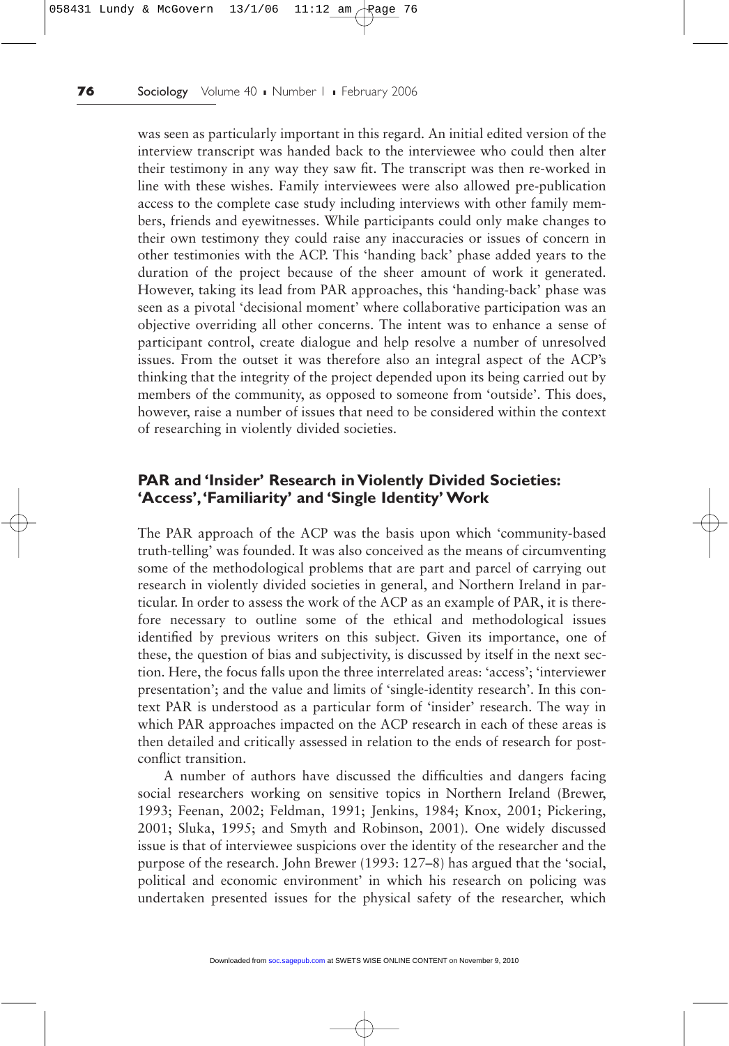was seen as particularly important in this regard. An initial edited version of the interview transcript was handed back to the interviewee who could then alter their testimony in any way they saw fit. The transcript was then re-worked in line with these wishes. Family interviewees were also allowed pre-publication access to the complete case study including interviews with other family members, friends and eyewitnesses. While participants could only make changes to their own testimony they could raise any inaccuracies or issues of concern in other testimonies with the ACP. This 'handing back' phase added years to the duration of the project because of the sheer amount of work it generated. However, taking its lead from PAR approaches, this 'handing-back' phase was seen as a pivotal 'decisional moment' where collaborative participation was an objective overriding all other concerns. The intent was to enhance a sense of participant control, create dialogue and help resolve a number of unresolved issues. From the outset it was therefore also an integral aspect of the ACP's thinking that the integrity of the project depended upon its being carried out by members of the community, as opposed to someone from 'outside'. This does, however, raise a number of issues that need to be considered within the context of researching in violently divided societies.

## PAR and 'Insider' Research in Violently Divided Societies: 'Access', 'Familiarity' and 'Single Identity' Work

The PAR approach of the ACP was the basis upon which 'community-based truth-telling' was founded. It was also conceived as the means of circumventing some of the methodological problems that are part and parcel of carrying out research in violently divided societies in general, and Northern Ireland in particular. In order to assess the work of the ACP as an example of PAR, it is therefore necessary to outline some of the ethical and methodological issues identified by previous writers on this subject. Given its importance, one of these, the question of bias and subjectivity, is discussed by itself in the next section. Here, the focus falls upon the three interrelated areas: 'access'; 'interviewer presentation'; and the value and limits of 'single-identity research'. In this context PAR is understood as a particular form of 'insider' research. The way in which PAR approaches impacted on the ACP research in each of these areas is then detailed and critically assessed in relation to the ends of research for post-conflict transition.

A number of authors have discussed the difficulties and dangers facing social researchers working on sensitive topics in Northern Ireland (Brewer, 1993; Feenan, 2002; Feldman, 1991; Jenkins, 1984; Knox, 2001; Pickering, 2001; Sluka, 1995; and Smyth and Robinson, 2001). One widely discussed issue is that of interviewee suspicions over the identity of the researcher and the purpose of the research. John Brewer (1993: 127–8) has argued that the 'social, political and economic environment' in which his research on policing was undertaken presented issues for the physical safety of the researcher, which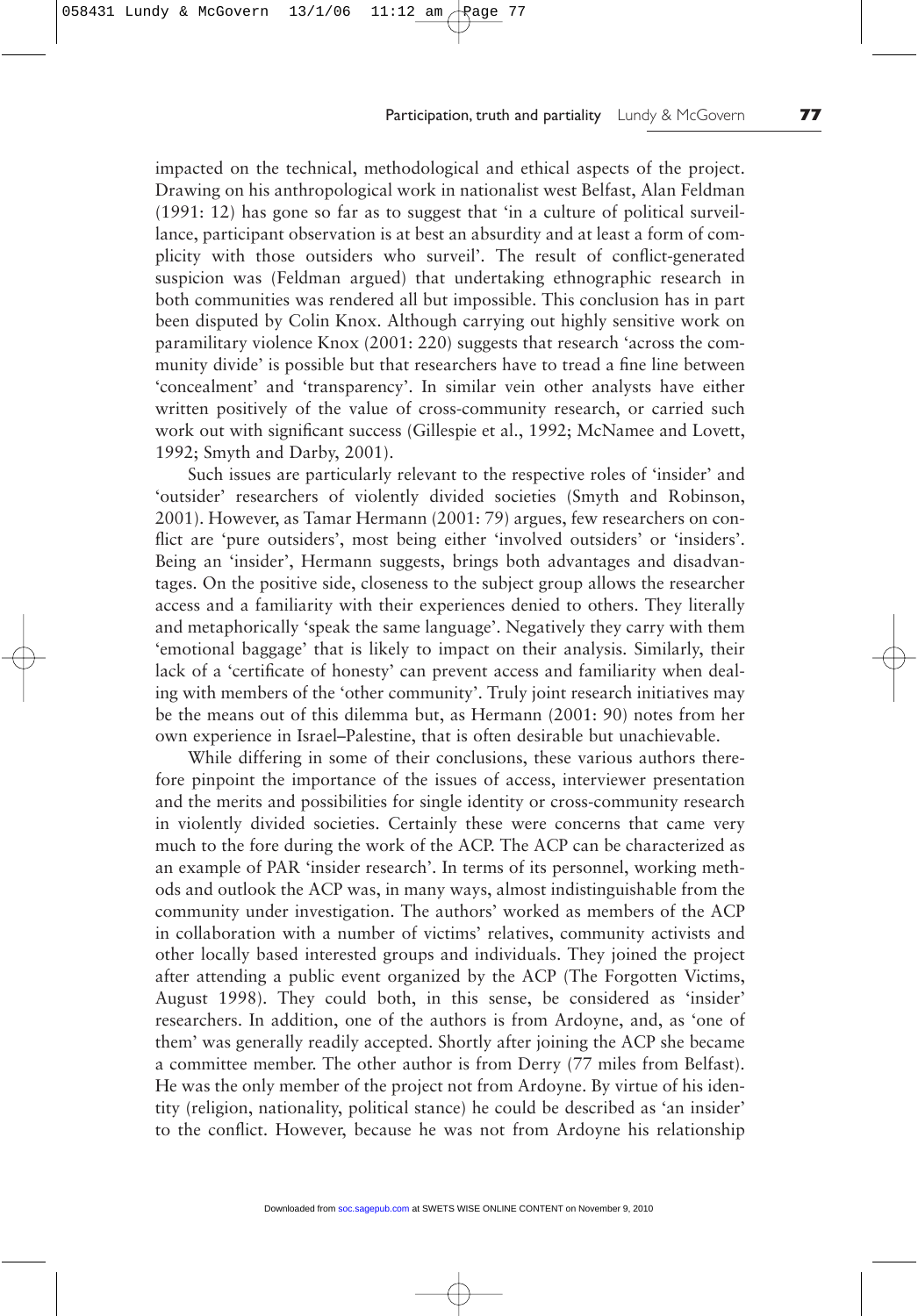impacted on the technical, methodological and ethical aspects of the project. Drawing on his anthropological work in nationalist west Belfast, Alan Feldman (1991: 12) has gone so far as to suggest that 'in a culture of political surveillance, participant observation is at best an absurdity and at least a form of complicity with those outsiders who surveil'. The result of conflict-generated suspicion was (Feldman argued) that undertaking ethnographic research in both communities was rendered all but impossible. This conclusion has in part been disputed by Colin Knox. Although carrying out highly sensitive work on paramilitary violence Knox (2001: 220) suggests that research 'across the community divide' is possible but that researchers have to tread a fine line between 'concealment' and 'transparency'. In similar vein other analysts have either written positively of the value of cross-community research, or carried such work out with significant success (Gillespie et al., 1992; McNamee and Lovett, 1992; Smyth and Darby, 2001).

Such issues are particularly relevant to the respective roles of 'insider' and 'outsider' researchers of violently divided societies (Smyth and Robinson, 2001). However, as Tamar Hermann (2001: 79) argues, few researchers on conflict are 'pure outsiders', most being either 'involved outsiders' or 'insiders'. Being an 'insider', Hermann suggests, brings both advantages and disadvantages. On the positive side, closeness to the subject group allows the researcher access and a familiarity with their experiences denied to others. They literally and metaphorically 'speak the same language'. Negatively they carry with them 'emotional baggage' that is likely to impact on their analysis. Similarly, their lack of a 'certificate of honesty' can prevent access and familiarity when dealing with members of the 'other community'. Truly joint research initiatives may be the means out of this dilemma but, as Hermann (2001: 90) notes from her own experience in Israel–Palestine, that is often desirable but unachievable.

While differing in some of their conclusions, these various authors therefore pinpoint the importance of the issues of access, interviewer presentation and the merits and possibilities for single identity or cross-community research in violently divided societies. Certainly these were concerns that came very much to the fore during the work of the ACP. The ACP can be characterized as an example of PAR 'insider research'. In terms of its personnel, working methods and outlook the ACP was, in many ways, almost indistinguishable from the community under investigation. The authors' worked as members of the ACP in collaboration with a number of victims' relatives, community activists and other locally based interested groups and individuals. They joined the project after attending a public event organized by the ACP (The Forgotten Victims, August 1998). They could both, in this sense, be considered as 'insider' researchers. In addition, one of the authors is from Ardoyne, and, as 'one of them' was generally readily accepted. Shortly after joining the ACP she became a committee member. The other author is from Derry (77 miles from Belfast). He was the only member of the project not from Ardoyne. By virtue of his identity (religion, nationality, political stance) he could be described as 'an insider' to the conflict. However, because he was not from Ardoyne his relationship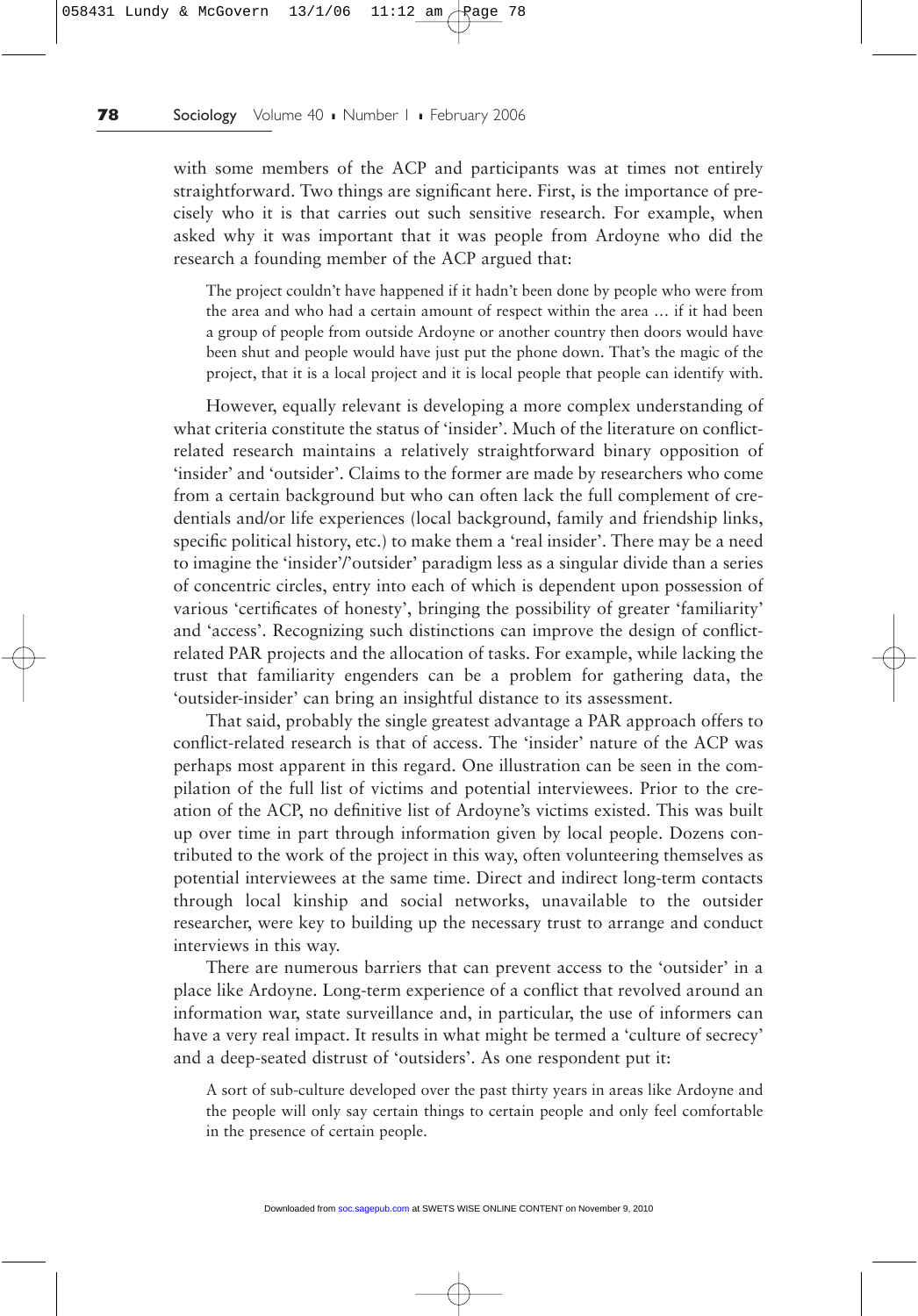with some members of the ACP and participants was at times not entirely straightforward. Two things are significant here. First, is the importance of precisely who it is that carries out such sensitive research. For example, when asked why it was important that it was people from Ardoyne who did the research a founding member of the ACP argued that:

> The project couldn't have happened if it hadn't been done by people who were from the area and who had a certain amount of respect within the area ... if it had been a group of people from outside Ardoyne or another country then doors would have been shut and people would have just put the phone down. That's the magic of the project, that it is a local project and it is local people that people can identify with.

However, equally relevant is developing a more complex understanding of what criteria constitute the status of 'insider'. Much of the literature on conflict-related research maintains a relatively straightforward binary opposition of 'insider' and 'outsider'. Claims to the former are made by researchers who come from a certain background but who can often lack the full complement of credentials and/or life experiences (local background, family and friendship links, specific political history, etc.) to make them a 'real insider'. There may be a need to imagine the 'insider'/'outsider' paradigm less as a singular divide than a series of concentric circles, entry into each of which is dependent upon possession of various 'certificates of honesty', bringing the possibility of greater 'familiarity' and 'access'. Recognizing such distinctions can improve the design of conflict-related PAR projects and the allocation of tasks. For example, while lacking the trust that familiarity engenders can be a problem for gathering data, the 'outsider-insider' can bring an insightful distance to its assessment.

That said, probably the single greatest advantage a PAR approach offers to conflict-related research is that of access. The 'insider' nature of the ACP was perhaps most apparent in this regard. One illustration can be seen in the compilation of the full list of victims and potential interviewees. Prior to the creation of the ACP, no definitive list of Ardoyne's victims existed. This was built up over time in part through information given by local people. Dozens contributed to the work of the project in this way, often volunteering themselves as potential interviewees at the same time. Direct and indirect long-term contacts through local kinship and social networks, unavailable to the outsider researcher, were key to building up the necessary trust to arrange and conduct interviews in this way.

There are numerous barriers that can prevent access to the 'outsider' in a place like Ardoyne. Long-term experience of a conflict that revolved around an information war, state surveillance and, in particular, the use of informers can have a very real impact. It results in what might be termed a 'culture of secrecy' and a deep-seated distrust of 'outsiders'. As one respondent put it:

> A sort of sub-culture developed over the past thirty years in areas like Ardoyne and the people will only say certain things to certain people and only feel comfortable in the presence of certain people.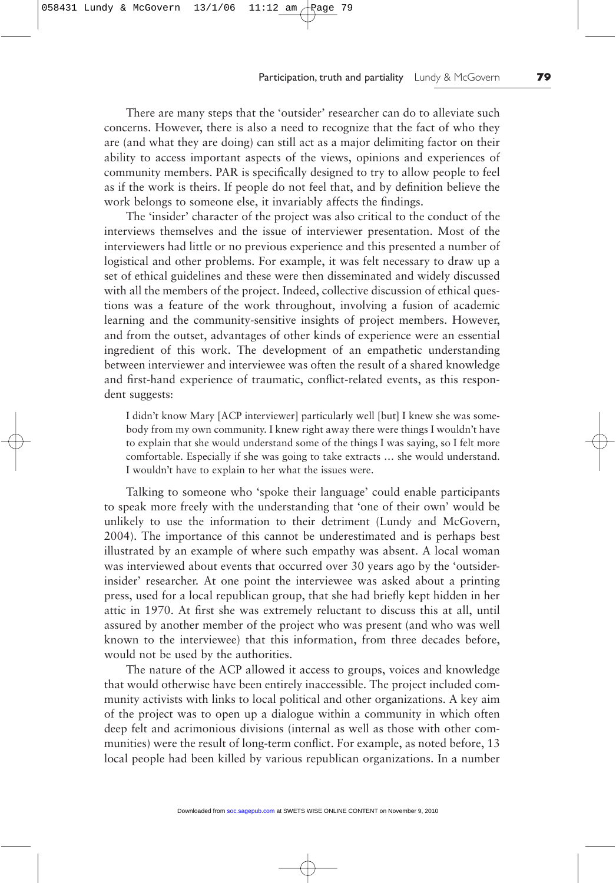There are many steps that the 'outsider' researcher can do to alleviate such concerns. However, there is also a need to recognize that the fact of who they are (and what they are doing) can still act as a major delimiting factor on their ability to access important aspects of the views, opinions and experiences of community members. PAR is specifically designed to try to allow people to feel as if the work is theirs. If people do not feel that, and by definition believe the work belongs to someone else, it invariably affects the findings.

The 'insider' character of the project was also critical to the conduct of the interviews themselves and the issue of interviewer presentation. Most of the interviewers had little or no previous experience and this presented a number of logistical and other problems. For example, it was felt necessary to draw up a set of ethical guidelines and these were then disseminated and widely discussed with all the members of the project. Indeed, collective discussion of ethical questions was a feature of the work throughout, involving a fusion of academic learning and the community-sensitive insights of project members. However, and from the outset, advantages of other kinds of experience were an essential ingredient of this work. The development of an empathetic understanding between interviewer and interviewee was often the result of a shared knowledge and first-hand experience of traumatic, conflict-related events, as this respondent suggests:

> I didn't know Mary [ACP interviewer] particularly well [but] I knew she was somebody from my own community. I knew right away there were things I wouldn't have to explain that she would understand some of the things I was saying, so I felt more comfortable. Especially if she was going to take extracts ... she would understand. I wouldn't have to explain to her what the issues were.

Talking to someone who 'spoke their language' could enable participants to speak more freely with the understanding that 'one of their own' would be unlikely to use the information to their detriment (Lundy and McGovern, 2004). The importance of this cannot be underestimated and is perhaps best illustrated by an example of where such empathy was absent. A local woman was interviewed about events that occurred over 30 years ago by the 'outsider-insider' researcher. At one point the interviewee was asked about a printing press, used for a local republican group, that she had briefly kept hidden in her attic in 1970. At first she was extremely reluctant to discuss this at all, until assured by another member of the project who was present (and who was well known to the interviewee) that this information, from three decades before, would not be used by the authorities.

The nature of the ACP allowed it access to groups, voices and knowledge that would otherwise have been entirely inaccessible. The project included community activists with links to local political and other organizations. A key aim of the project was to open up a dialogue within a community in which often deep felt and acrimonious divisions (internal as well as those with other communities) were the result of long-term conflict. For example, as noted before, 13 local people had been killed by various republican organizations. In a number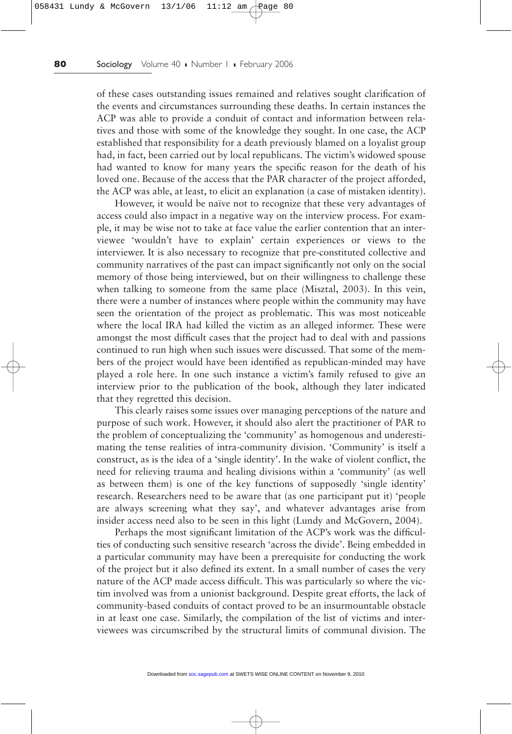of these cases outstanding issues remained and relatives sought clarification of the events and circumstances surrounding these deaths. In certain instances the ACP was able to provide a conduit of contact and information between relatives and those with some of the knowledge they sought. In one case, the ACP established that responsibility for a death previously blamed on a loyalist group had, in fact, been carried out by local republicans. The victim's widowed spouse had wanted to know for many years the specific reason for the death of his loved one. Because of the access that the PAR character of the project afforded, the ACP was able, at least, to elicit an explanation (a case of mistaken identity).

However, it would be naïve not to recognize that these very advantages of access could also impact in a negative way on the interview process. For example, it may be wise not to take at face value the earlier contention that an interviewee 'wouldn't have to explain' certain experiences or views to the interviewer. It is also necessary to recognize that pre-constituted collective and community narratives of the past can impact significantly not only on the social memory of those being interviewed, but on their willingness to challenge these when talking to someone from the same place (Misztal, 2003). In this vein, there were a number of instances where people within the community may have seen the orientation of the project as problematic. This was most noticeable where the local IRA had killed the victim as an alleged informer. These were amongst the most difficult cases that the project had to deal with and passions continued to run high when such issues were discussed. That some of the members of the project would have been identified as republican-minded may have played a role here. In one such instance a victim's family refused to give an interview prior to the publication of the book, although they later indicated that they regretted this decision.

This clearly raises some issues over managing perceptions of the nature and purpose of such work. However, it should also alert the practitioner of PAR to the problem of conceptualizing the 'community' as homogenous and underestimating the tense realities of intra-community division. 'Community' is itself a construct, as is the idea of a 'single identity'. In the wake of violent conflict, the need for relieving trauma and healing divisions within a 'community' (as well as between them) is one of the key functions of supposedly 'single identity' research. Researchers need to be aware that (as one participant put it) 'people are always screening what they say', and whatever advantages arise from insider access need also to be seen in this light (Lundy and McGovern, 2004).

Perhaps the most significant limitation of the ACP's work was the difficulties of conducting such sensitive research 'across the divide'. Being embedded in a particular community may have been a prerequisite for conducting the work of the project but it also defined its extent. In a small number of cases the very nature of the ACP made access difficult. This was particularly so where the victim involved was from a unionist background. Despite great efforts, the lack of community-based conduits of contact proved to be an insurmountable obstacle in at least one case. Similarly, the compilation of the list of victims and interviewees was circumscribed by the structural limits of communal division. The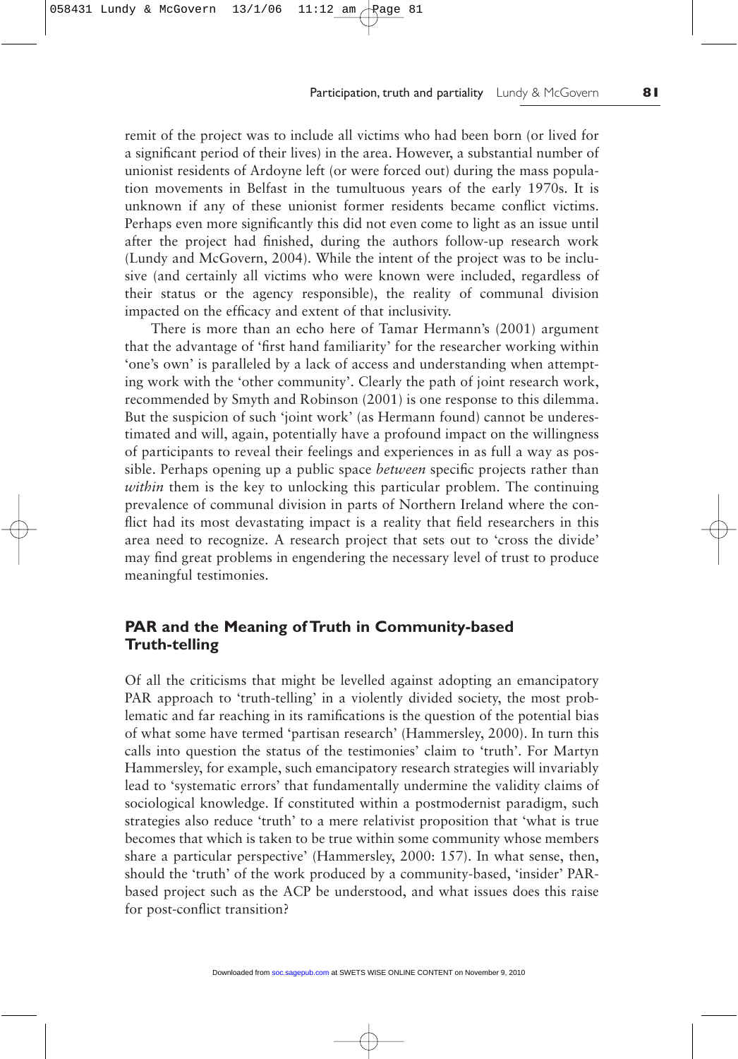remit of the project was to include all victims who had been born (or lived for a significant period of their lives) in the area. However, a substantial number of unionist residents of Ardoyne left (or were forced out) during the mass population movements in Belfast in the tumultuous years of the early 1970s. It is unknown if any of these unionist former residents became conflict victims. Perhaps even more significantly this did not even come to light as an issue until after the project had finished, during the authors follow-up research work (Lundy and McGovern, 2004). While the intent of the project was to be inclusive (and certainly all victims who were known were included, regardless of their status or the agency responsible), the reality of communal division impacted on the efficacy and extent of that inclusivity.

There is more than an echo here of Tamar Hermann's (2001) argument that the advantage of 'first hand familiarity' for the researcher working within 'one's own' is paralleled by a lack of access and understanding when attempting work with the 'other community'. Clearly the path of joint research work, recommended by Smyth and Robinson (2001) is one response to this dilemma. But the suspicion of such 'joint work' (as Hermann found) cannot be underestimated and will, again, potentially have a profound impact on the willingness of participants to reveal their feelings and experiences in as full a way as possible. Perhaps opening up a public space *between* specific projects rather than *within* them is the key to unlocking this particular problem. The continuing prevalence of communal division in parts of Northern Ireland where the conflict had its most devastating impact is a reality that field researchers in this area need to recognize. A research project that sets out to 'cross the divide' may find great problems in engendering the necessary level of trust to produce meaningful testimonies.

## PAR and the Meaning of Truth in Community-based Truth-telling

Of all the criticisms that might be levelled against adopting an emancipatory PAR approach to 'truth-telling' in a violently divided society, the most problematic and far reaching in its ramifications is the question of the potential bias of what some have termed 'partisan research' (Hammersley, 2000). In turn this calls into question the status of the testimonies' claim to 'truth'. For Martyn Hammersley, for example, such emancipatory research strategies will invariably lead to 'systematic errors' that fundamentally undermine the validity claims of sociological knowledge. If constituted within a postmodernist paradigm, such strategies also reduce 'truth' to a mere relativist proposition that 'what is true becomes that which is taken to be true within some community whose members share a particular perspective' (Hammersley, 2000: 157). In what sense, then, should the 'truth' of the work produced by a community-based, 'insider' PAR-based project such as the ACP be understood, and what issues does this raise for post-conflict transition?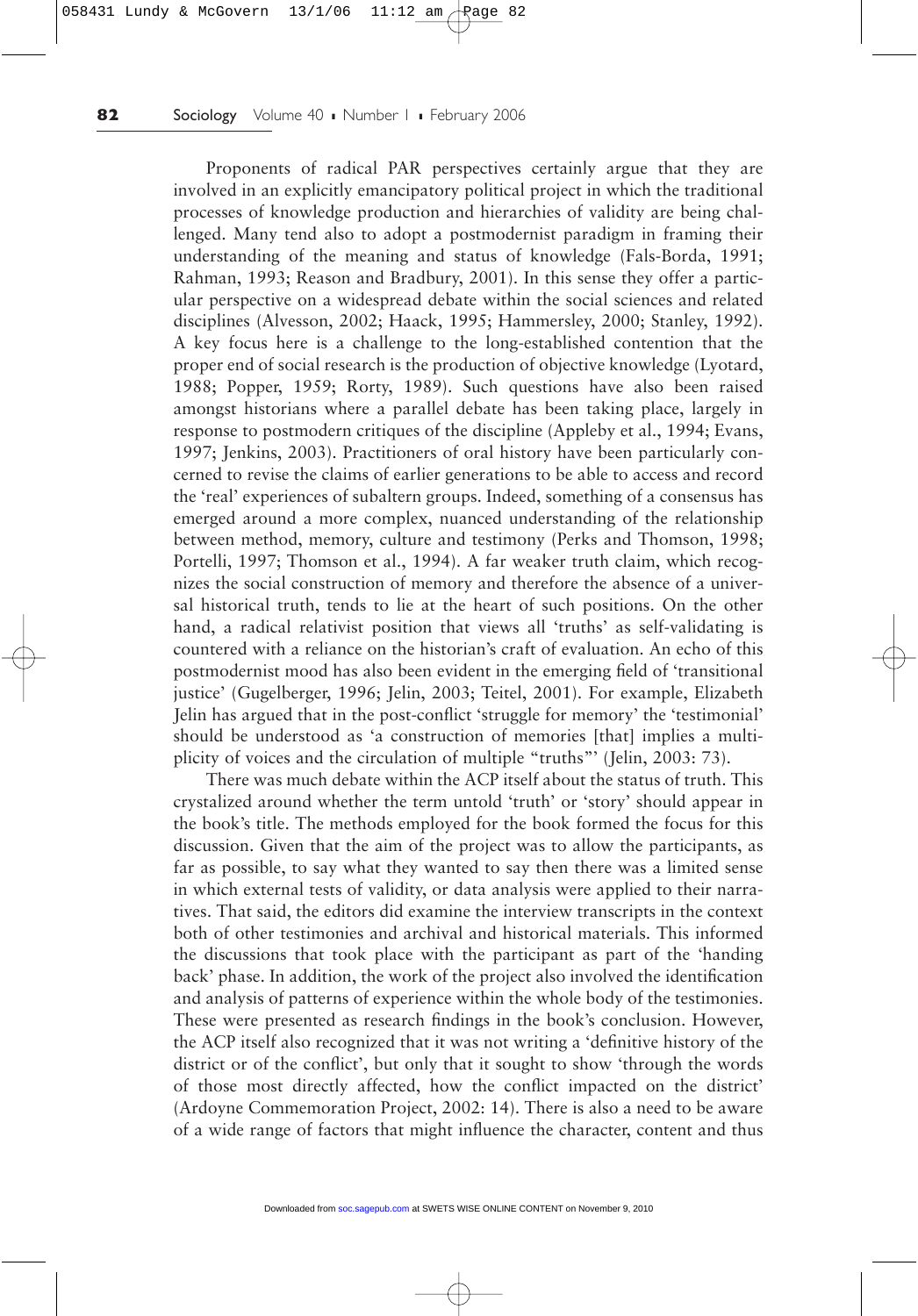Proponents of radical PAR perspectives certainly argue that they are involved in an explicitly emancipatory political project in which the traditional processes of knowledge production and hierarchies of validity are being challenged. Many tend also to adopt a postmodernist paradigm in framing their understanding of the meaning and status of knowledge (Fals-Borda, 1991; Rahman, 1993; Reason and Bradbury, 2001). In this sense they offer a particular perspective on a widespread debate within the social sciences and related disciplines (Alvesson, 2002; Haack, 1995; Hammersley, 2000; Stanley, 1992). A key focus here is a challenge to the long-established contention that the proper end of social research is the production of objective knowledge (Lyotard, 1988; Popper, 1959; Rorty, 1989). Such questions have also been raised amongst historians where a parallel debate has been taking place, largely in response to postmodern critiques of the discipline (Appleby et al., 1994; Evans, 1997; Jenkins, 2003). Practitioners of oral history have been particularly concerned to revise the claims of earlier generations to be able to access and record the 'real' experiences of subaltern groups. Indeed, something of a consensus has emerged around a more complex, nuanced understanding of the relationship between method, memory, culture and testimony (Perks and Thomson, 1998; Portelli, 1997; Thomson et al., 1994). A far weaker truth claim, which recognizes the social construction of memory and therefore the absence of a universal historical truth, tends to lie at the heart of such positions. On the other hand, a radical relativist position that views all 'truths' as self-validating is countered with a reliance on the historian's craft of evaluation. An echo of this postmodernist mood has also been evident in the emerging field of 'transitional justice' (Gugelberger, 1996; Jelin, 2003; Teitel, 2001). For example, Elizabeth Jelin has argued that in the post-conflict 'struggle for memory' the 'testimonial' should be understood as 'a construction of memories [that] implies a multiplicity of voices and the circulation of multiple "truths"' (Jelin, 2003: 73).

There was much debate within the ACP itself about the status of truth. This crystalized around whether the term untold 'truth' or 'story' should appear in the book's title. The methods employed for the book formed the focus for this discussion. Given that the aim of the project was to allow the participants, as far as possible, to say what they wanted to say then there was a limited sense in which external tests of validity, or data analysis were applied to their narratives. That said, the editors did examine the interview transcripts in the context both of other testimonies and archival and historical materials. This informed the discussions that took place with the participant as part of the 'handing back' phase. In addition, the work of the project also involved the identification and analysis of patterns of experience within the whole body of the testimonies. These were presented as research findings in the book's conclusion. However, the ACP itself also recognized that it was not writing a 'definitive history of the district or of the conflict', but only that it sought to show 'through the words of those most directly affected, how the conflict impacted on the district' (Ardoyne Commemoration Project, 2002: 14). There is also a need to be aware of a wide range of factors that might influence the character, content and thus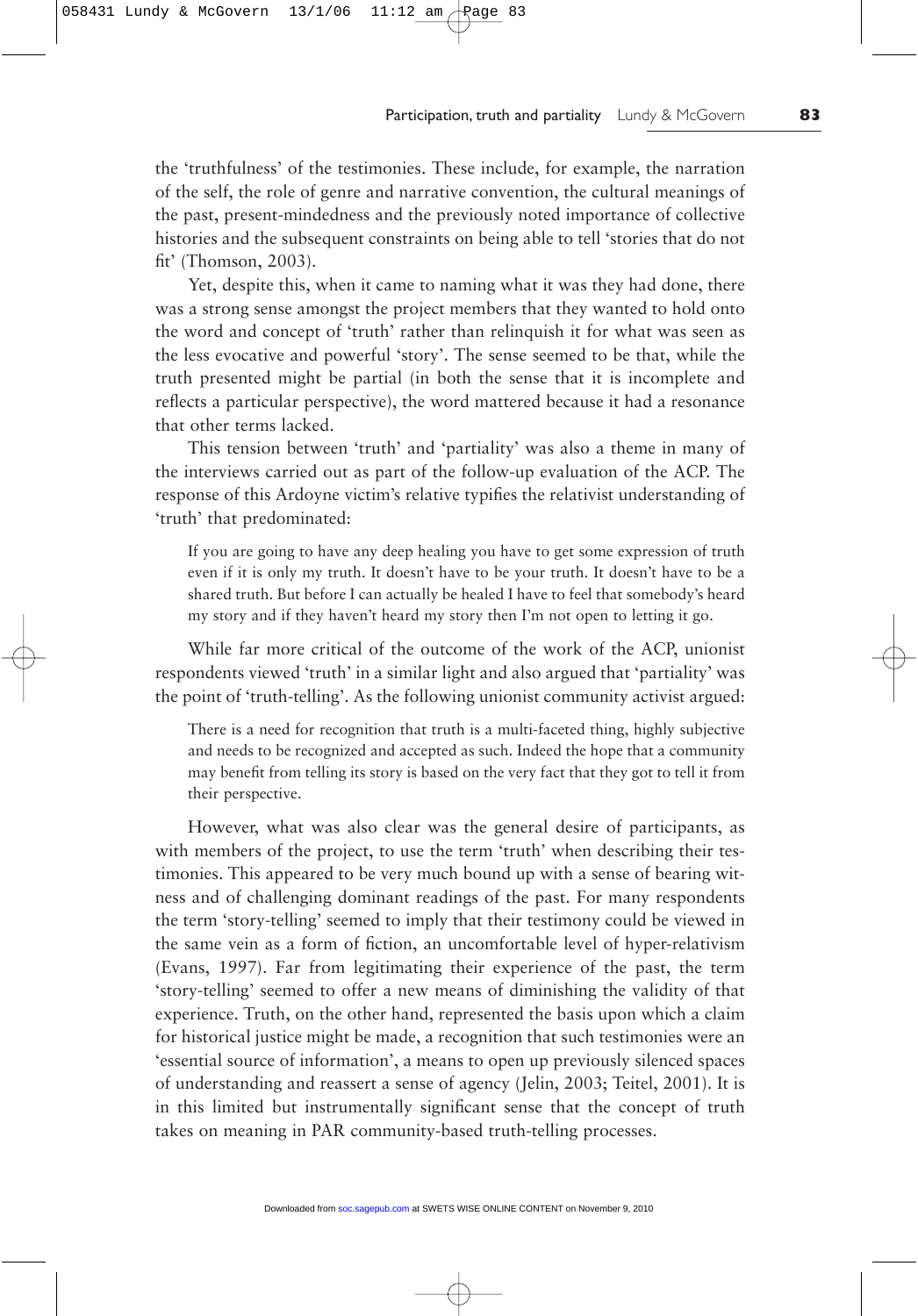the 'truthfulness' of the testimonies. These include, for example, the narration of the self, the role of genre and narrative convention, the cultural meanings of the past, present-mindedness and the previously noted importance of collective histories and the subsequent constraints on being able to tell 'stories that do not fit' (Thomson, 2003).

Yet, despite this, when it came to naming what it was they had done, there was a strong sense amongst the project members that they wanted to hold onto the word and concept of 'truth' rather than relinquish it for what was seen as the less evocative and powerful 'story'. The sense seemed to be that, while the truth presented might be partial (in both the sense that it is incomplete and reflects a particular perspective), the word mattered because it had a resonance that other terms lacked.

This tension between 'truth' and 'partiality' was also a theme in many of the interviews carried out as part of the follow-up evaluation of the ACP. The response of this Ardoyne victim's relative typifies the relativist understanding of 'truth' that predominated:

> If you are going to have any deep healing you have to get some expression of truth even if it is only my truth. It doesn't have to be your truth. It doesn't have to be a shared truth. But before I can actually be healed I have to feel that somebody's heard my story and if they haven't heard my story then I'm not open to letting it go.

While far more critical of the outcome of the work of the ACP, unionist respondents viewed 'truth' in a similar light and also argued that 'partiality' was the point of 'truth-telling'. As the following unionist community activist argued:

> There is a need for recognition that truth is a multi-faceted thing, highly subjective and needs to be recognized and accepted as such. Indeed the hope that a community may benefit from telling its story is based on the very fact that they got to tell it from their perspective.

However, what was also clear was the general desire of participants, as with members of the project, to use the term 'truth' when describing their testimonies. This appeared to be very much bound up with a sense of bearing witness and of challenging dominant readings of the past. For many respondents the term 'story-telling' seemed to imply that their testimony could be viewed in the same vein as a form of fiction, an uncomfortable level of hyper-relativism (Evans, 1997). Far from legitimating their experience of the past, the term 'story-telling' seemed to offer a new means of diminishing the validity of that experience. Truth, on the other hand, represented the basis upon which a claim for historical justice might be made, a recognition that such testimonies were an 'essential source of information', a means to open up previously silenced spaces of understanding and reassert a sense of agency (Jelin, 2003; Teitel, 2001). It is in this limited but instrumentally significant sense that the concept of truth takes on meaning in PAR community-based truth-telling processes.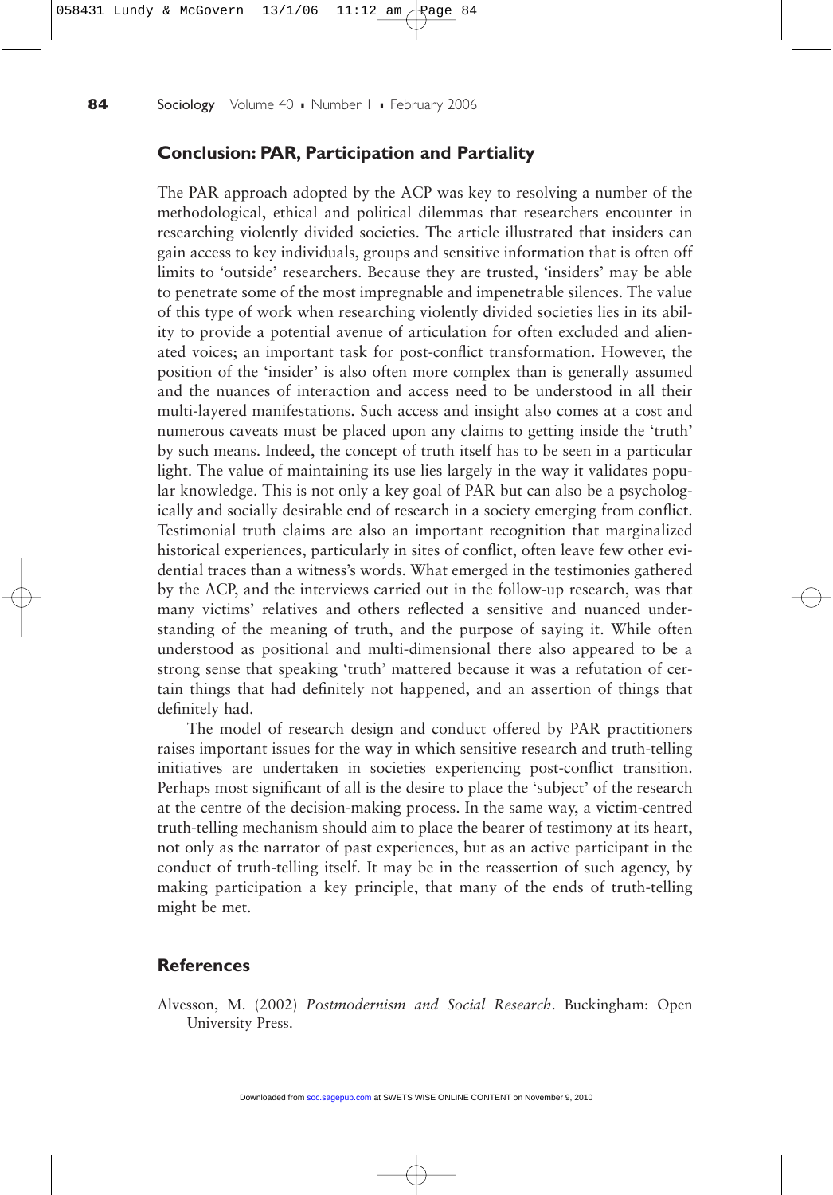## Conclusion: PAR, Participation and Partiality

The PAR approach adopted by the ACP was key to resolving a number of the methodological, ethical and political dilemmas that researchers encounter in researching violently divided societies. The article illustrated that insiders can gain access to key individuals, groups and sensitive information that is often off limits to 'outside' researchers. Because they are trusted, 'insiders' may be able to penetrate some of the most impregnable and impenetrable silences. The value of this type of work when researching violently divided societies lies in its ability to provide a potential avenue of articulation for often excluded and alienated voices; an important task for post-conflict transformation. However, the position of the 'insider' is also often more complex than is generally assumed and the nuances of interaction and access need to be understood in all their multi-layered manifestations. Such access and insight also comes at a cost and numerous caveats must be placed upon any claims to getting inside the 'truth' by such means. Indeed, the concept of truth itself has to be seen in a particular light. The value of maintaining its use lies largely in the way it validates popular knowledge. This is not only a key goal of PAR but can also be a psychologically and socially desirable end of research in a society emerging from conflict. Testimonial truth claims are also an important recognition that marginalized historical experiences, particularly in sites of conflict, often leave few other evidential traces than a witness's words. What emerged in the testimonies gathered by the ACP, and the interviews carried out in the follow-up research, was that many victims' relatives and others reflected a sensitive and nuanced understanding of the meaning of truth, and the purpose of saying it. While often understood as positional and multi-dimensional there also appeared to be a strong sense that speaking 'truth' mattered because it was a refutation of certain things that had definitely not happened, and an assertion of things that definitely had.

The model of research design and conduct offered by PAR practitioners raises important issues for the way in which sensitive research and truth-telling initiatives are undertaken in societies experiencing post-conflict transition. Perhaps most significant of all is the desire to place the 'subject' of the research at the centre of the decision-making process. In the same way, a victim-centred truth-telling mechanism should aim to place the bearer of testimony at its heart, not only as the narrator of past experiences, but as an active participant in the conduct of truth-telling itself. It may be in the reassertion of such agency, by making participation a key principle, that many of the ends of truth-telling might be met.

## References

Alvesson, M. (2002) *Postmodernism and Social Research*. Buckingham: Open University Press.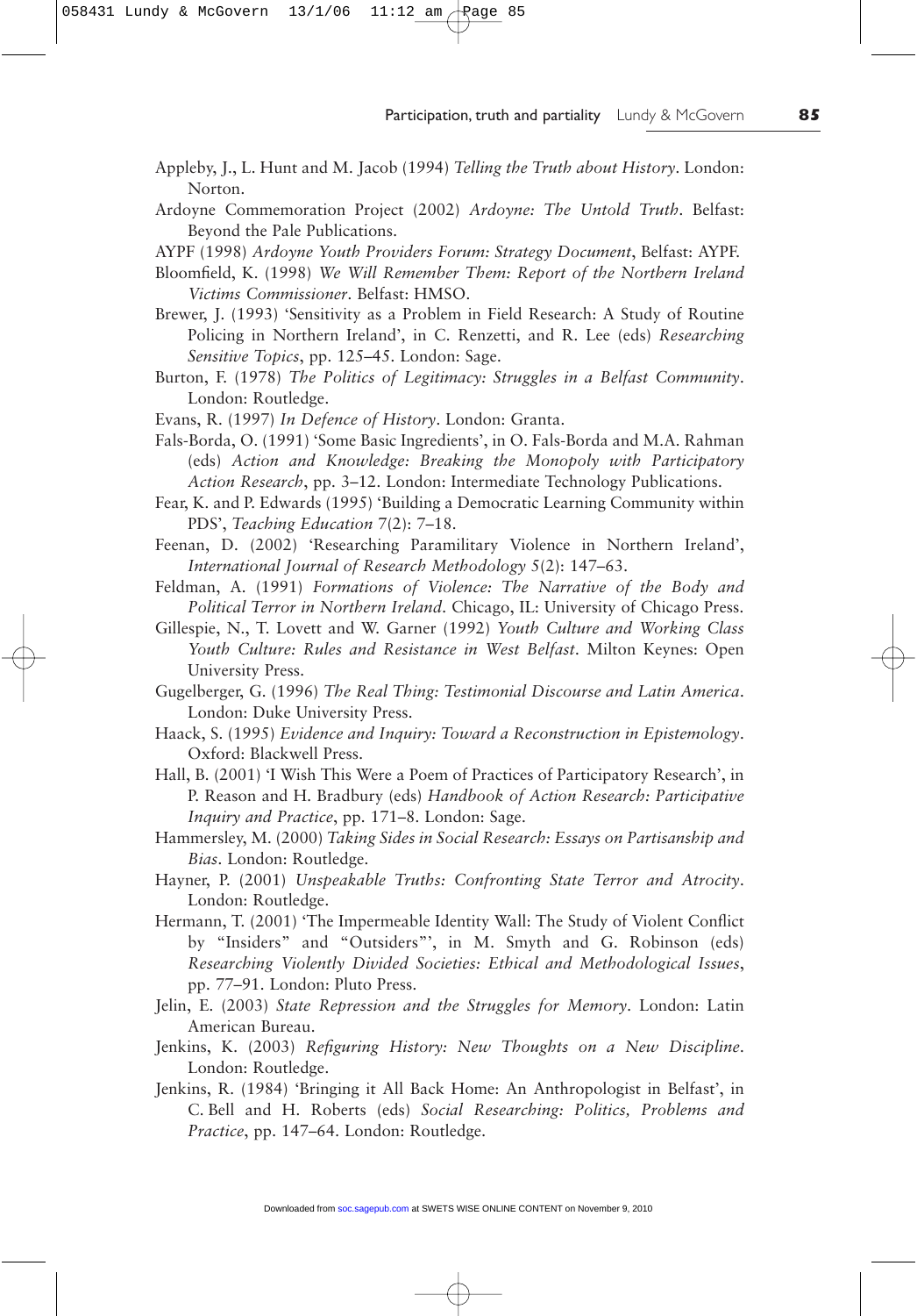Appleby, J., L. Hunt and M. Jacob (1994) *Telling the Truth about History*. London: Norton.

Ardoyne Commemoration Project (2002) *Ardoyne: The Untold Truth*. Belfast: Beyond the Pale Publications.

AYPF (1998) *Ardoyne Youth Providers Forum: Strategy Document*, Belfast: AYPF.

Bloomfield, K. (1998) *We Will Remember Them: Report of the Northern Ireland Victims Commissioner*. Belfast: HMSO.

Brewer, J. (1993) 'Sensitivity as a Problem in Field Research: A Study of Routine Policing in Northern Ireland', in C. Renzetti, and R. Lee (eds) *Researching Sensitive Topics*, pp. 125–45. London: Sage.

Burton, F. (1978) *The Politics of Legitimacy: Struggles in a Belfast Community*. London: Routledge.

Evans, R. (1997) *In Defence of History*. London: Granta.

Fals-Borda, O. (1991) 'Some Basic Ingredients', in O. Fals-Borda and M.A. Rahman (eds) *Action and Knowledge: Breaking the Monopoly with Participatory Action Research*, pp. 3–12. London: Intermediate Technology Publications.

Fear, K. and P. Edwards (1995) 'Building a Democratic Learning Community within PDS', *Teaching Education* 7(2): 7–18.

Feenan, D. (2002) 'Researching Paramilitary Violence in Northern Ireland', *International Journal of Research Methodology* 5(2): 147–63.

Feldman, A. (1991) *Formations of Violence: The Narrative of the Body and Political Terror in Northern Ireland*. Chicago, IL: University of Chicago Press.

Gillespie, N., T. Lovett and W. Garner (1992) *Youth Culture and Working Class Youth Culture: Rules and Resistance in West Belfast*. Milton Keynes: Open University Press.

Gugelberger, G. (1996) *The Real Thing: Testimonial Discourse and Latin America*. London: Duke University Press.

Haack, S. (1995) *Evidence and Inquiry: Toward a Reconstruction in Epistemology*. Oxford: Blackwell Press.

Hall, B. (2001) 'I Wish This Were a Poem of Practices of Participatory Research', in P. Reason and H. Bradbury (eds) *Handbook of Action Research: Participative Inquiry and Practice*, pp. 171–8. London: Sage.

Hammersley, M. (2000) *Taking Sides in Social Research: Essays on Partisanship and Bias*. London: Routledge.

Hayner, P. (2001) *Unspeakable Truths: Confronting State Terror and Atrocity*. London: Routledge.

Hermann, T. (2001) 'The Impermeable Identity Wall: The Study of Violent Conflict by "Insiders" and "Outsiders"', in M. Smyth and G. Robinson (eds) *Researching Violently Divided Societies: Ethical and Methodological Issues*, pp. 77–91. London: Pluto Press.

Jelin, E. (2003) *State Repression and the Struggles for Memory*. London: Latin American Bureau.

Jenkins, K. (2003) *Refiguring History: New Thoughts on a New Discipline*. London: Routledge.

Jenkins, R. (1984) 'Bringing it All Back Home: An Anthropologist in Belfast', in C. Bell and H. Roberts (eds) *Social Researching: Politics, Problems and Practice*, pp. 147–64. London: Routledge.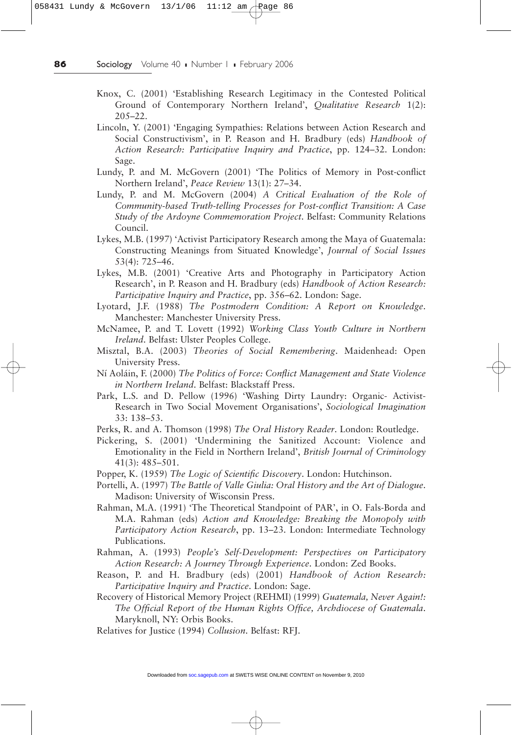Knox, C. (2001) 'Establishing Research Legitimacy in the Contested Political Ground of Contemporary Northern Ireland', *Qualitative Research* 1(2): 205–22.

Lincoln, Y. (2001) 'Engaging Sympathies: Relations between Action Research and Social Constructivism', in P. Reason and H. Bradbury (eds) *Handbook of Action Research: Participative Inquiry and Practice*, pp. 124–32. London: Sage.

Lundy, P. and M. McGovern (2001) 'The Politics of Memory in Post-conflict Northern Ireland', *Peace Review* 13(1): 27–34.

Lundy, P. and M. McGovern (2004) *A Critical Evaluation of the Role of Community-based Truth-telling Processes for Post-conflict Transition: A Case Study of the Ardoyne Commemoration Project*. Belfast: Community Relations Council.

Lykes, M.B. (1997) 'Activist Participatory Research among the Maya of Guatemala: Constructing Meanings from Situated Knowledge', *Journal of Social Issues* 53(4): 725–46.

Lykes, M.B. (2001) 'Creative Arts and Photography in Participatory Action Research', in P. Reason and H. Bradbury (eds) *Handbook of Action Research: Participative Inquiry and Practice*, pp. 356–62. London: Sage.

Lyotard, J.F. (1988) *The Postmodern Condition: A Report on Knowledge*. Manchester: Manchester University Press.

McNamee, P. and T. Lovett (1992) *Working Class Youth Culture in Northern Ireland*. Belfast: Ulster Peoples College.

Misztal, B.A. (2003) *Theories of Social Remembering*. Maidenhead: Open University Press.

Ní Aoláin, F. (2000) *The Politics of Force: Conflict Management and State Violence in Northern Ireland*. Belfast: Blackstaff Press.

Park, L.S. and D. Pellow (1996) 'Washing Dirty Laundry: Organic- Activist-Research in Two Social Movement Organisations', *Sociological Imagination* 33: 138–53.

Perks, R. and A. Thomson (1998) *The Oral History Reader*. London: Routledge.

Pickering, S. (2001) 'Undermining the Sanitized Account: Violence and Emotionality in the Field in Northern Ireland', *British Journal of Criminology* 41(3): 485–501.

Popper, K. (1959) *The Logic of Scientific Discovery*. London: Hutchinson.

Portelli, A. (1997) *The Battle of Valle Giulia: Oral History and the Art of Dialogue*. Madison: University of Wisconsin Press.

Rahman, M.A. (1991) 'The Theoretical Standpoint of PAR', in O. Fals-Borda and M.A. Rahman (eds) *Action and Knowledge: Breaking the Monopoly with Participatory Action Research*, pp. 13–23. London: Intermediate Technology Publications.

Rahman, A. (1993) *People's Self-Development: Perspectives on Participatory Action Research: A Journey Through Experience*. London: Zed Books.

Reason, P. and H. Bradbury (eds) (2001) *Handbook of Action Research: Participative Inquiry and Practice*. London: Sage.

Recovery of Historical Memory Project (REHMI) (1999) *Guatemala, Never Again!: The Official Report of the Human Rights Office, Archdiocese of Guatemala*. Maryknoll, NY: Orbis Books.

Relatives for Justice (1994) *Collusion*. Belfast: RFJ.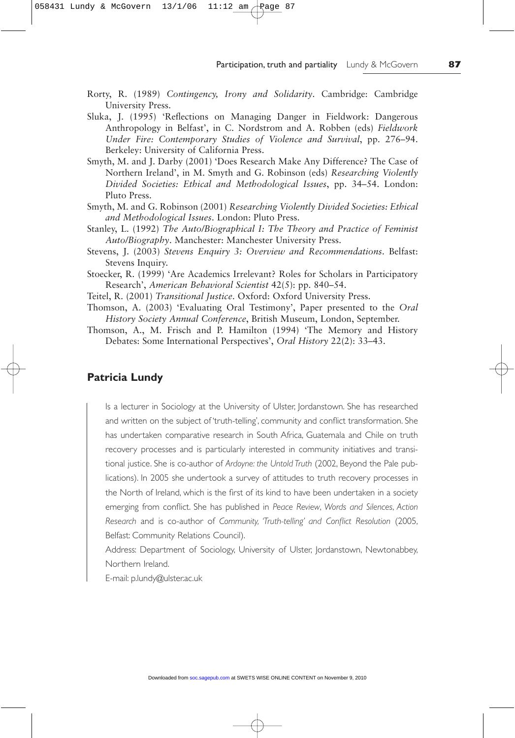Rorty, R. (1989) *Contingency, Irony and Solidarity*. Cambridge: Cambridge University Press.

Sluka, J. (1995) 'Reflections on Managing Danger in Fieldwork: Dangerous Anthropology in Belfast', in C. Nordstrom and A. Robben (eds) *Fieldwork Under Fire: Contemporary Studies of Violence and Survival*, pp. 276–94. Berkeley: University of California Press.

Smyth, M. and J. Darby (2001) 'Does Research Make Any Difference? The Case of Northern Ireland', in M. Smyth and G. Robinson (eds) *Researching Violently Divided Societies: Ethical and Methodological Issues*, pp. 34–54. London: Pluto Press.

Smyth, M. and G. Robinson (2001) *Researching Violently Divided Societies: Ethical and Methodological Issues*. London: Pluto Press.

Stanley, L. (1992) *The Auto/Biographical I: The Theory and Practice of Feminist Auto/Biography*. Manchester: Manchester University Press.

Stevens, J. (2003) *Stevens Enquiry 3: Overview and Recommendations*. Belfast: Stevens Inquiry.

Stoecker, R. (1999) 'Are Academics Irrelevant? Roles for Scholars in Participatory Research', *American Behavioral Scientist* 42(5): pp. 840–54.

Teitel, R. (2001) *Transitional Justice*. Oxford: Oxford University Press.

Thomson, A. (2003) 'Evaluating Oral Testimony', Paper presented to the *Oral History Society Annual Conference*, British Museum, London, September.

Thomson, A., M. Frisch and P. Hamilton (1994) 'The Memory and History Debates: Some International Perspectives', *Oral History* 22(2): 33–43.

## Patricia Lundy

Is a lecturer in Sociology at the University of Ulster, Jordanstown. She has researched and written on the subject of 'truth-telling', community and conflict transformation. She has undertaken comparative research in South Africa, Guatemala and Chile on truth recovery processes and is particularly interested in community initiatives and transitional justice. She is co-author of *Ardoyne: the Untold Truth* (2002, Beyond the Pale publications). In 2005 she undertook a survey of attitudes to truth recovery processes in the North of Ireland, which is the first of its kind to have been undertaken in a society emerging from conflict. She has published in *Peace Review*, *Words and Silences*, *Action Research* and is co-author of *Community, 'Truth-telling' and Conflict Resolution* (2005, Belfast: Community Relations Council).

Address: Department of Sociology, University of Ulster, Jordanstown, Newtonabbey, Northern Ireland.

E-mail: p.lundy@ulster.ac.uk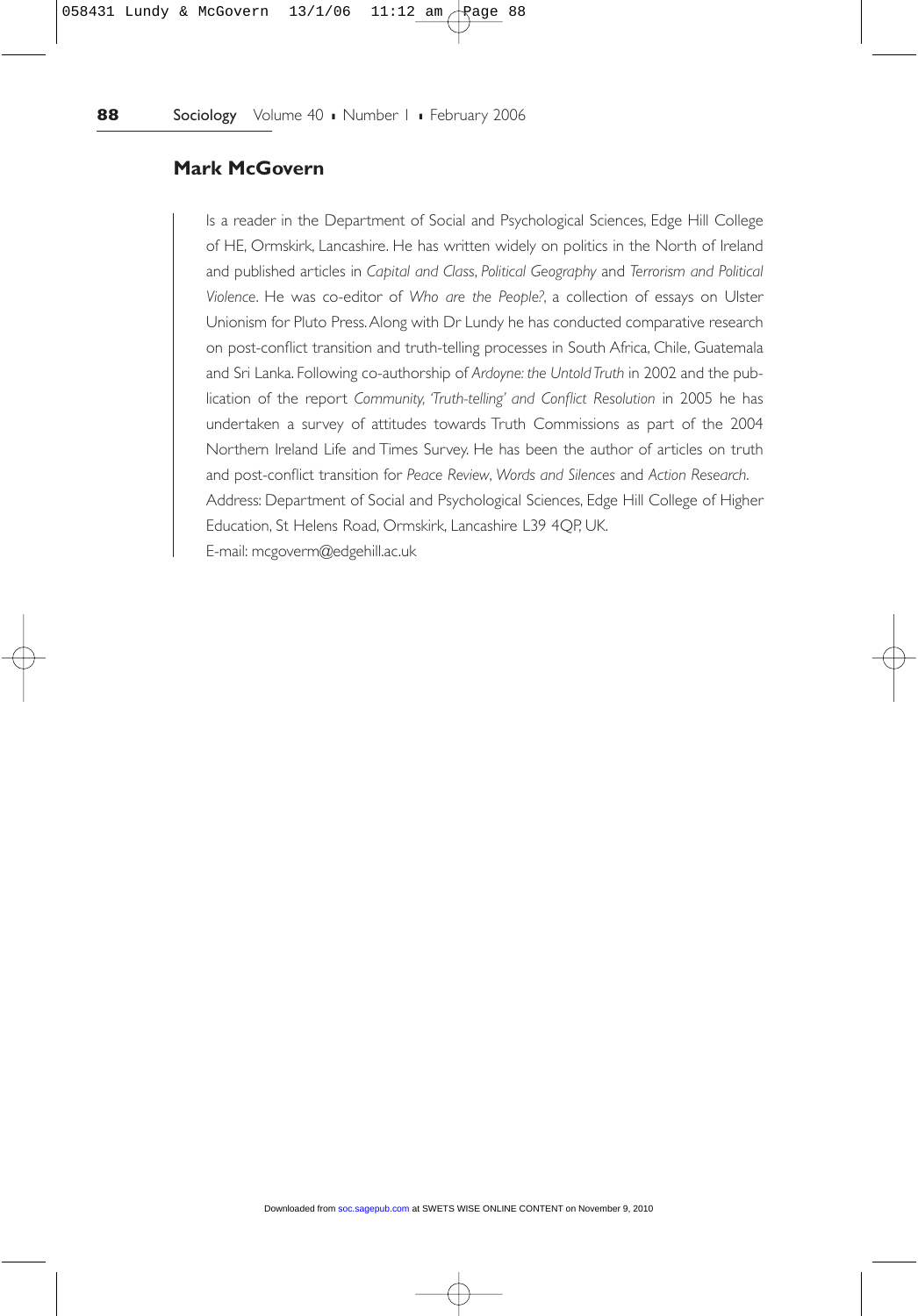**Mark McGovern**

Is a reader in the Department of Social and Psychological Sciences, Edge Hill College of HE, Ormskirk, Lancashire. He has written widely on politics in the North of Ireland and published articles in *Capital and Class*, *Political Geography* and *Terrorism and Political Violence*. He was co-editor of *Who are the People?*, a collection of essays on Ulster Unionism for Pluto Press. Along with Dr Lundy he has conducted comparative research on post-conflict transition and truth-telling processes in South Africa, Chile, Guatemala and Sri Lanka. Following co-authorship of *Ardoyne: the Untold Truth* in 2002 and the publication of the report *Community, 'Truth-telling' and Conflict Resolution* in 2005 he has undertaken a survey of attitudes towards Truth Commissions as part of the 2004 Northern Ireland Life and Times Survey. He has been the author of articles on truth and post-conflict transition for *Peace Review*, *Words and Silences* and *Action Research*.
Address: Department of Social and Psychological Sciences, Edge Hill College of Higher Education, St Helens Road, Ormskirk, Lancashire L39 4QP, UK.
E-mail: mcgoverm@edgehill.ac.uk